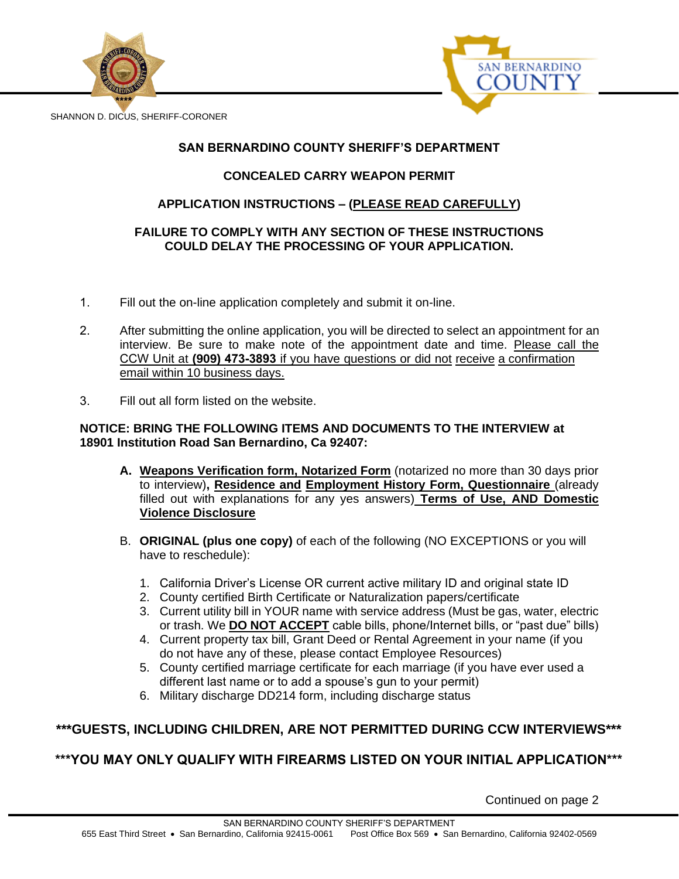SHANNON D. DICUS, SHERIFF-CORONER

# SAN BERNARDINO COUNTY SHERIFF'S DEPARTMENT

## CONCEALED CARRY WEAPON PERMIT

## APPLICATION INSTRUCTIONS – (PLEASE READ CAREFULLY)

**FAILURE TO COMPLY WITH ANY SECTION OF THESE INSTRUCTIONS COULD DELAY THE PROCESSING OF YOUR APPLICATION.**

1. Fill out the on-line application completely and submit it on-line.
2. After submitting the online application, you will be directed to select an appointment for an interview. Be sure to make note of the appointment date and time. Please call the CCW Unit at **(909) 473-3893** if you have questions or did not receive a confirmation email within 10 business days.
3. Fill out all form listed on the website.

**NOTICE: BRING THE FOLLOWING ITEMS AND DOCUMENTS TO THE INTERVIEW at 18901 Institution Road San Bernardino, Ca 92407:**

A. **Weapons Verification form, Notarized Form** (notarized no more than 30 days prior to interview)**, Residence and Employment History Form, Questionnaire** (already filled out with explanations for any yes answers) **Terms of Use, AND Domestic Violence Disclosure**

B. **ORIGINAL (plus one copy)** of each of the following (NO EXCEPTIONS or you will have to reschedule):

1. California Driver's License OR current active military ID and original state ID
2. County certified Birth Certificate or Naturalization papers/certificate
3. Current utility bill in YOUR name with service address (Must be gas, water, electric or trash. We **DO NOT ACCEPT** cable bills, phone/Internet bills, or "past due" bills)
4. Current property tax bill, Grant Deed or Rental Agreement in your name (if you do not have any of these, please contact Employee Resources)
5. County certified marriage certificate for each marriage (if you have ever used a different last name or to add a spouse's gun to your permit)
6. Military discharge DD214 form, including discharge status

**\*\*\*GUESTS, INCLUDING CHILDREN, ARE NOT PERMITTED DURING CCW INTERVIEWS\*\*\***

**\*\*\*YOU MAY ONLY QUALIFY WITH FIREARMS LISTED ON YOUR INITIAL APPLICATION\*\*\***

Continued on page 2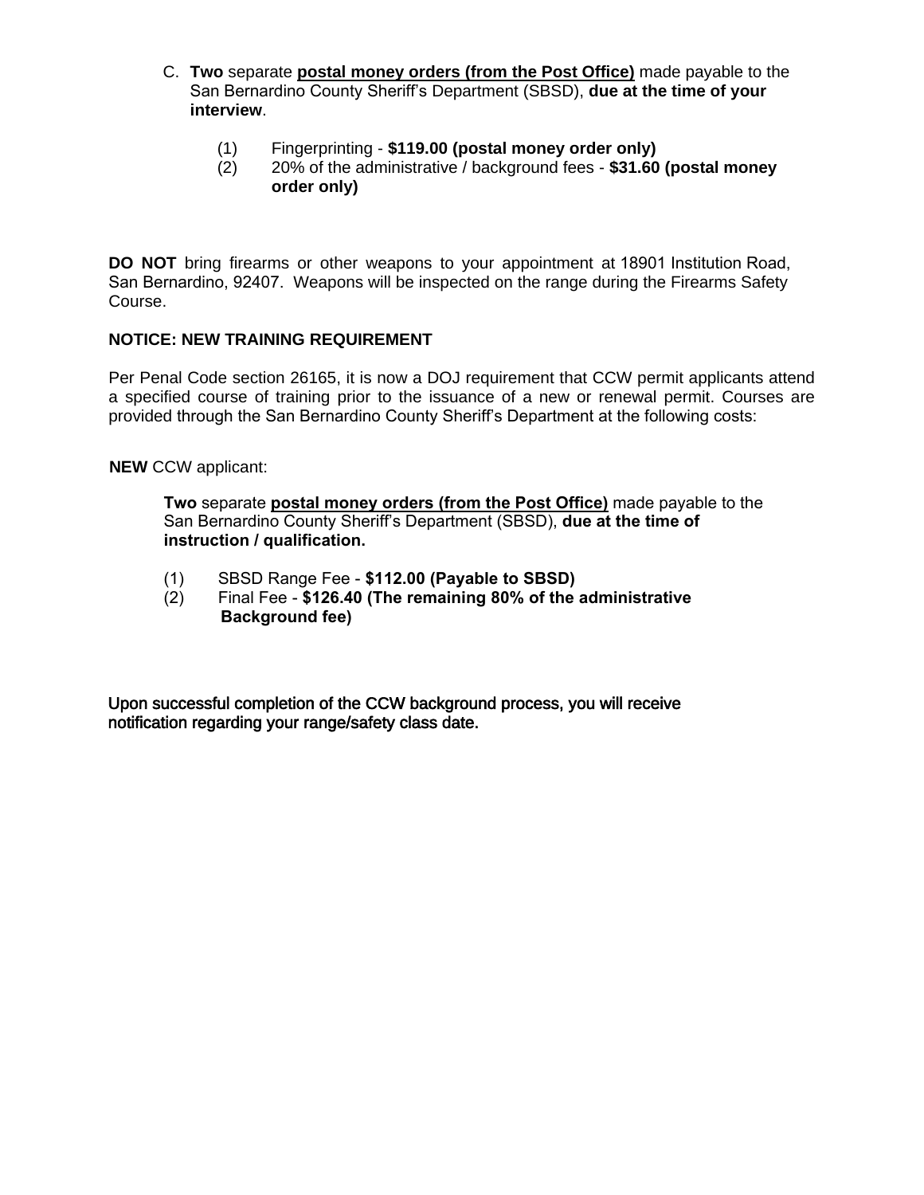C. **Two** separate **postal money orders (from the Post Office)** made payable to the San Bernardino County Sheriff's Department (SBSD), **due at the time of your interview**.

   (1) Fingerprinting - **$119.00 (postal money order only)**
   (2) 20% of the administrative / background fees - **$31.60 (postal money order only)**

**DO NOT** bring firearms or other weapons to your appointment at 18901 Institution Road, San Bernardino, 92407. Weapons will be inspected on the range during the Firearms Safety Course.

**NOTICE: NEW TRAINING REQUIREMENT**

Per Penal Code section 26165, it is now a DOJ requirement that CCW permit applicants attend a specified course of training prior to the issuance of a new or renewal permit. Courses are provided through the San Bernardino County Sheriff's Department at the following costs:

**NEW** CCW applicant:

**Two** separate **postal money orders (from the Post Office)** made payable to the San Bernardino County Sheriff's Department (SBSD), **due at the time of instruction / qualification.**

(1) SBSD Range Fee - **$112.00 (Payable to SBSD)**
(2) Final Fee - **$126.40 (The remaining 80% of the administrative Background fee)**

Upon successful completion of the CCW background process, you will receive notification regarding your range/safety class date.